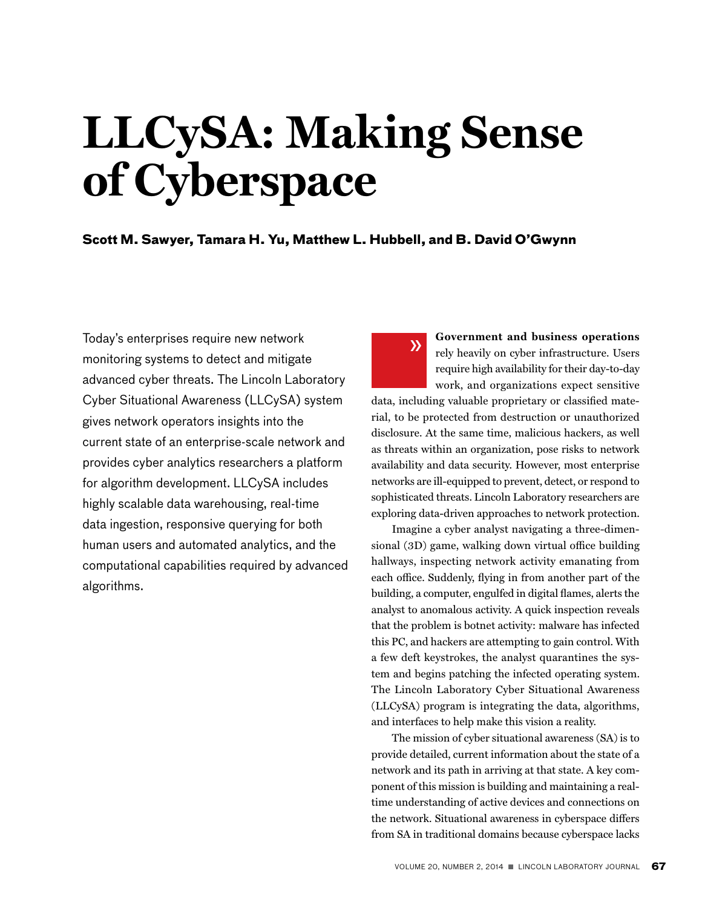# LLCySA: Making Sense of Cyberspace

**Scott M. Sawyer, Tamara H. Yu, Matthew L. Hubbell, and B. David O'Gwynn**

Today's enterprises require new network monitoring systems to detect and mitigate advanced cyber threats. The Lincoln Laboratory Cyber Situational Awareness (LLCySA) system gives network operators insights into the current state of an enterprise-scale network and provides cyber analytics researchers a platform for algorithm development. LLCySA includes highly scalable data warehousing, real-time data ingestion, responsive querying for both human users and automated analytics, and the computational capabilities required by advanced algorithms.

**Government and business operations** rely heavily on cyber infrastructure. Users require high availability for their day-to-day work, and organizations expect sensitive data, including valuable proprietary or classified material, to be protected from destruction or unauthorized disclosure. At the same time, malicious hackers, as well as threats within an organization, pose risks to network availability and data security. However, most enterprise networks are ill-equipped to prevent, detect, or respond to sophisticated threats. Lincoln Laboratory researchers are exploring data-driven approaches to network protection.

Imagine a cyber analyst navigating a three-dimensional (3D) game, walking down virtual office building hallways, inspecting network activity emanating from each office. Suddenly, flying in from another part of the building, a computer, engulfed in digital flames, alerts the analyst to anomalous activity. A quick inspection reveals that the problem is botnet activity: malware has infected this PC, and hackers are attempting to gain control. With a few deft keystrokes, the analyst quarantines the system and begins patching the infected operating system. The Lincoln Laboratory Cyber Situational Awareness (LLCySA) program is integrating the data, algorithms, and interfaces to help make this vision a reality.

The mission of cyber situational awareness (SA) is to provide detailed, current information about the state of a network and its path in arriving at that state. A key component of this mission is building and maintaining a real-time understanding of active devices and connections on the network. Situational awareness in cyberspace differs from SA in traditional domains because cyberspace lacks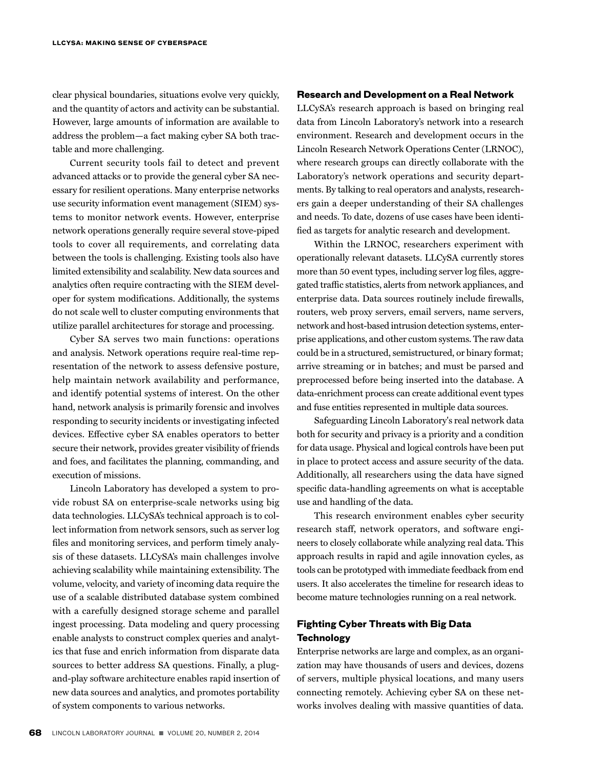clear physical boundaries, situations evolve very quickly, and the quantity of actors and activity can be substantial. However, large amounts of information are available to address the problem—a fact making cyber SA both tractable and more challenging.

Current security tools fail to detect and prevent advanced attacks or to provide the general cyber SA necessary for resilient operations. Many enterprise networks use security information event management (SIEM) systems to monitor network events. However, enterprise network operations generally require several stove-piped tools to cover all requirements, and correlating data between the tools is challenging. Existing tools also have limited extensibility and scalability. New data sources and analytics often require contracting with the SIEM developer for system modifications. Additionally, the systems do not scale well to cluster computing environments that utilize parallel architectures for storage and processing.

Cyber SA serves two main functions: operations and analysis. Network operations require real-time representation of the network to assess defensive posture, help maintain network availability and performance, and identify potential systems of interest. On the other hand, network analysis is primarily forensic and involves responding to security incidents or investigating infected devices. Effective cyber SA enables operators to better secure their network, provides greater visibility of friends and foes, and facilitates the planning, commanding, and execution of missions.

Lincoln Laboratory has developed a system to provide robust SA on enterprise-scale networks using big data technologies. LLCySA's technical approach is to collect information from network sensors, such as server log files and monitoring services, and perform timely analysis of these datasets. LLCySA's main challenges involve achieving scalability while maintaining extensibility. The volume, velocity, and variety of incoming data require the use of a scalable distributed database system combined with a carefully designed storage scheme and parallel ingest processing. Data modeling and query processing enable analysts to construct complex queries and analytics that fuse and enrich information from disparate data sources to better address SA questions. Finally, a plug-and-play software architecture enables rapid insertion of new data sources and analytics, and promotes portability of system components to various networks.

### Research and Development on a Real Network

LLCySA's research approach is based on bringing real data from Lincoln Laboratory's network into a research environment. Research and development occurs in the Lincoln Research Network Operations Center (LRNOC), where research groups can directly collaborate with the Laboratory's network operations and security departments. By talking to real operators and analysts, researchers gain a deeper understanding of their SA challenges and needs. To date, dozens of use cases have been identified as targets for analytic research and development.

Within the LRNOC, researchers experiment with operationally relevant datasets. LLCySA currently stores more than 50 event types, including server log files, aggregated traffic statistics, alerts from network appliances, and enterprise data. Data sources routinely include firewalls, routers, web proxy servers, email servers, name servers, network and host-based intrusion detection systems, enterprise applications, and other custom systems. The raw data could be in a structured, semistructured, or binary format; arrive streaming or in batches; and must be parsed and preprocessed before being inserted into the database. A data-enrichment process can create additional event types and fuse entities represented in multiple data sources.

Safeguarding Lincoln Laboratory's real network data both for security and privacy is a priority and a condition for data usage. Physical and logical controls have been put in place to protect access and assure security of the data. Additionally, all researchers using the data have signed specific data-handling agreements on what is acceptable use and handling of the data.

This research environment enables cyber security research staff, network operators, and software engineers to closely collaborate while analyzing real data. This approach results in rapid and agile innovation cycles, as tools can be prototyped with immediate feedback from end users. It also accelerates the timeline for research ideas to become mature technologies running on a real network.

### Fighting Cyber Threats with Big Data Technology

Enterprise networks are large and complex, as an organization may have thousands of users and devices, dozens of servers, multiple physical locations, and many users connecting remotely. Achieving cyber SA on these networks involves dealing with massive quantities of data.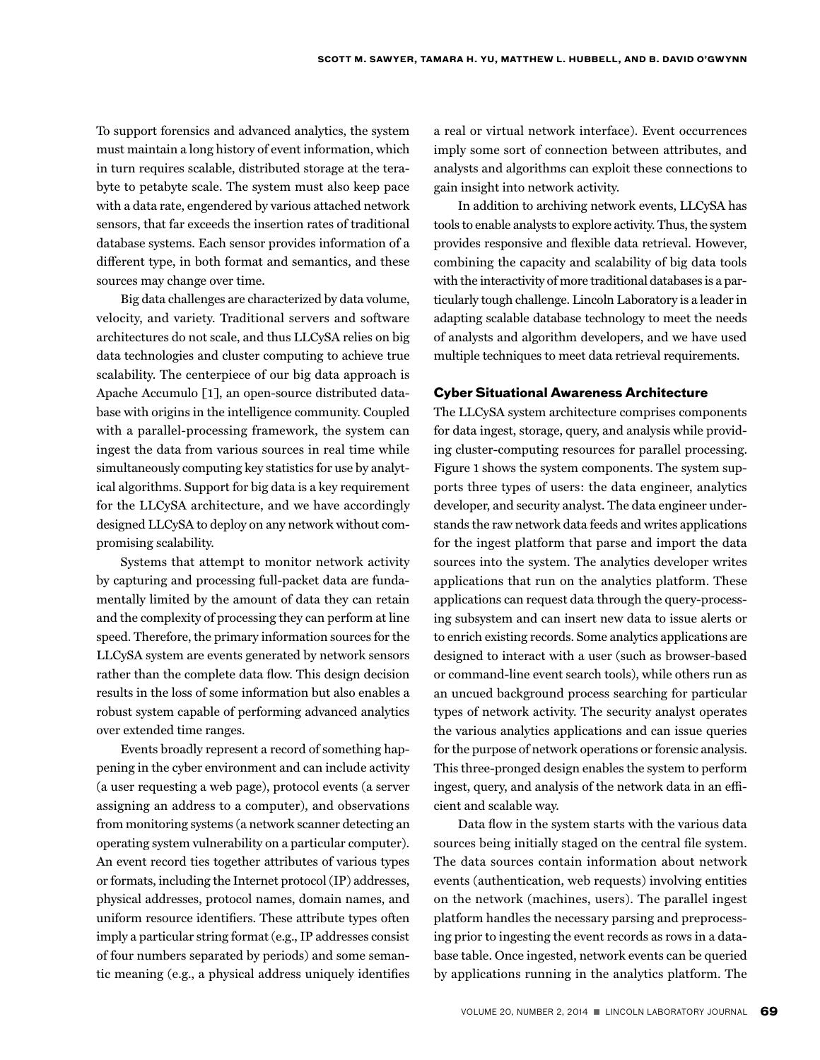To support forensics and advanced analytics, the system must maintain a long history of event information, which in turn requires scalable, distributed storage at the terabyte to petabyte scale. The system must also keep pace with a data rate, engendered by various attached network sensors, that far exceeds the insertion rates of traditional database systems. Each sensor provides information of a different type, in both format and semantics, and these sources may change over time.

Big data challenges are characterized by data volume, velocity, and variety. Traditional servers and software architectures do not scale, and thus LLCySA relies on big data technologies and cluster computing to achieve true scalability. The centerpiece of our big data approach is Apache Accumulo [1], an open-source distributed database with origins in the intelligence community. Coupled with a parallel-processing framework, the system can ingest the data from various sources in real time while simultaneously computing key statistics for use by analytical algorithms. Support for big data is a key requirement for the LLCySA architecture, and we have accordingly designed LLCySA to deploy on any network without compromising scalability.

Systems that attempt to monitor network activity by capturing and processing full-packet data are fundamentally limited by the amount of data they can retain and the complexity of processing they can perform at line speed. Therefore, the primary information sources for the LLCySA system are events generated by network sensors rather than the complete data flow. This design decision results in the loss of some information but also enables a robust system capable of performing advanced analytics over extended time ranges.

Events broadly represent a record of something happening in the cyber environment and can include activity (a user requesting a web page), protocol events (a server assigning an address to a computer), and observations from monitoring systems (a network scanner detecting an operating system vulnerability on a particular computer). An event record ties together attributes of various types or formats, including the Internet protocol (IP) addresses, physical addresses, protocol names, domain names, and uniform resource identifiers. These attribute types often imply a particular string format (e.g., IP addresses consist of four numbers separated by periods) and some semantic meaning (e.g., a physical address uniquely identifies a real or virtual network interface). Event occurrences imply some sort of connection between attributes, and analysts and algorithms can exploit these connections to gain insight into network activity.

In addition to archiving network events, LLCySA has tools to enable analysts to explore activity. Thus, the system provides responsive and flexible data retrieval. However, combining the capacity and scalability of big data tools with the interactivity of more traditional databases is a particularly tough challenge. Lincoln Laboratory is a leader in adapting scalable database technology to meet the needs of analysts and algorithm developers, and we have used multiple techniques to meet data retrieval requirements.

### Cyber Situational Awareness Architecture

The LLCySA system architecture comprises components for data ingest, storage, query, and analysis while providing cluster-computing resources for parallel processing. Figure 1 shows the system components. The system supports three types of users: the data engineer, analytics developer, and security analyst. The data engineer understands the raw network data feeds and writes applications for the ingest platform that parse and import the data sources into the system. The analytics developer writes applications that run on the analytics platform. These applications can request data through the query-processing subsystem and can insert new data to issue alerts or to enrich existing records. Some analytics applications are designed to interact with a user (such as browser-based or command-line event search tools), while others run as an uncued background process searching for particular types of network activity. The security analyst operates the various analytics applications and can issue queries for the purpose of network operations or forensic analysis. This three-pronged design enables the system to perform ingest, query, and analysis of the network data in an efficient and scalable way.

Data flow in the system starts with the various data sources being initially staged on the central file system. The data sources contain information about network events (authentication, web requests) involving entities on the network (machines, users). The parallel ingest platform handles the necessary parsing and preprocessing prior to ingesting the event records as rows in a database table. Once ingested, network events can be queried by applications running in the analytics platform. The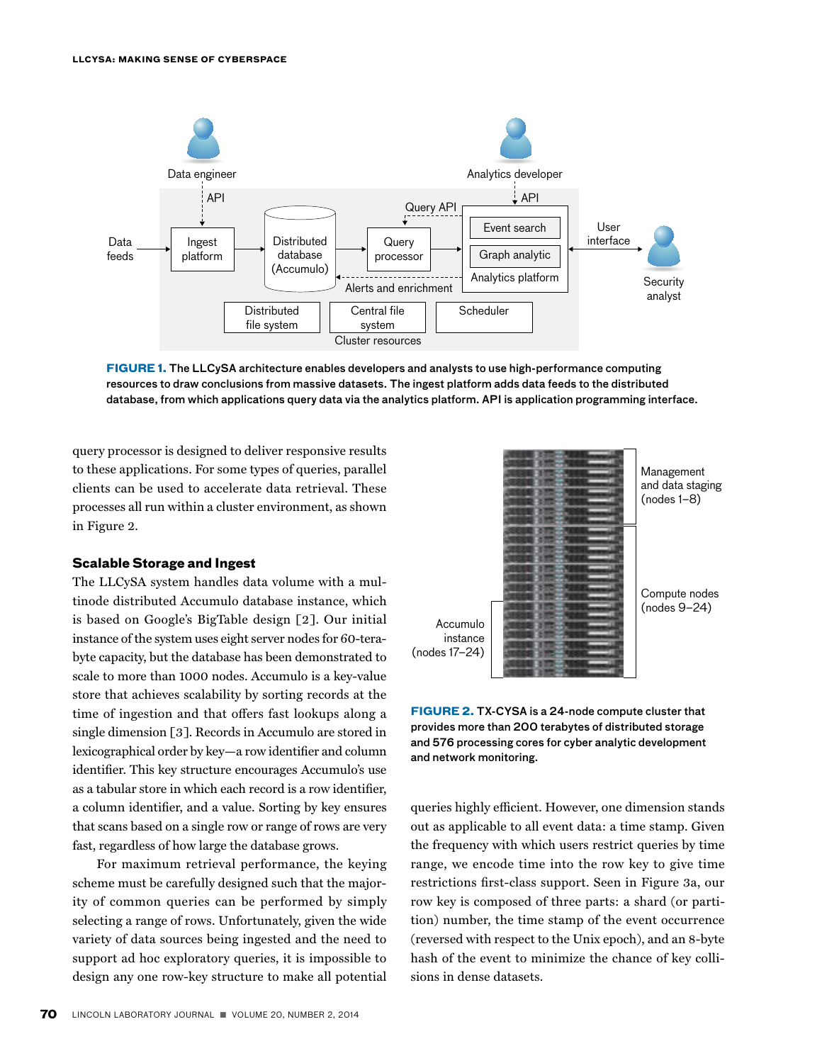**FIGURE 1.** The LLCySA architecture enables developers and analysts to use high-performance computing resources to draw conclusions from massive datasets. The ingest platform adds data feeds to the distributed database, from which applications query data via the analytics platform. API is application programming interface.

query processor is designed to deliver responsive results to these applications. For some types of queries, parallel clients can be used to accelerate data retrieval. These processes all run within a cluster environment, as shown in Figure 2.

**FIGURE 2.** TX-CYSA is a 24-node compute cluster that provides more than 200 terabytes of distributed storage and 576 processing cores for cyber analytic development and network monitoring.

### Scalable Storage and Ingest

The LLCySA system handles data volume with a multinode distributed Accumulo database instance, which is based on Google's BigTable design [2]. Our initial instance of the system uses eight server nodes for 60-terabyte capacity, but the database has been demonstrated to scale to more than 1000 nodes. Accumulo is a key-value store that achieves scalability by sorting records at the time of ingestion and that offers fast lookups along a single dimension [3]. Records in Accumulo are stored in lexicographical order by key—a row identifier and column identifier. This key structure encourages Accumulo's use as a tabular store in which each record is a row identifier, a column identifier, and a value. Sorting by key ensures that scans based on a single row or range of rows are very fast, regardless of how large the database grows.

For maximum retrieval performance, the keying scheme must be carefully designed such that the majority of common queries can be performed by simply selecting a range of rows. Unfortunately, given the wide variety of data sources being ingested and the need to support ad hoc exploratory queries, it is impossible to design any one row-key structure to make all potential queries highly efficient. However, one dimension stands out as applicable to all event data: a time stamp. Given the frequency with which users restrict queries by time range, we encode time into the row key to give time restrictions first-class support. Seen in Figure 3a, our row key is composed of three parts: a shard (or partition) number, the time stamp of the event occurrence (reversed with respect to the Unix epoch), and an 8-byte hash of the event to minimize the chance of key collisions in dense datasets.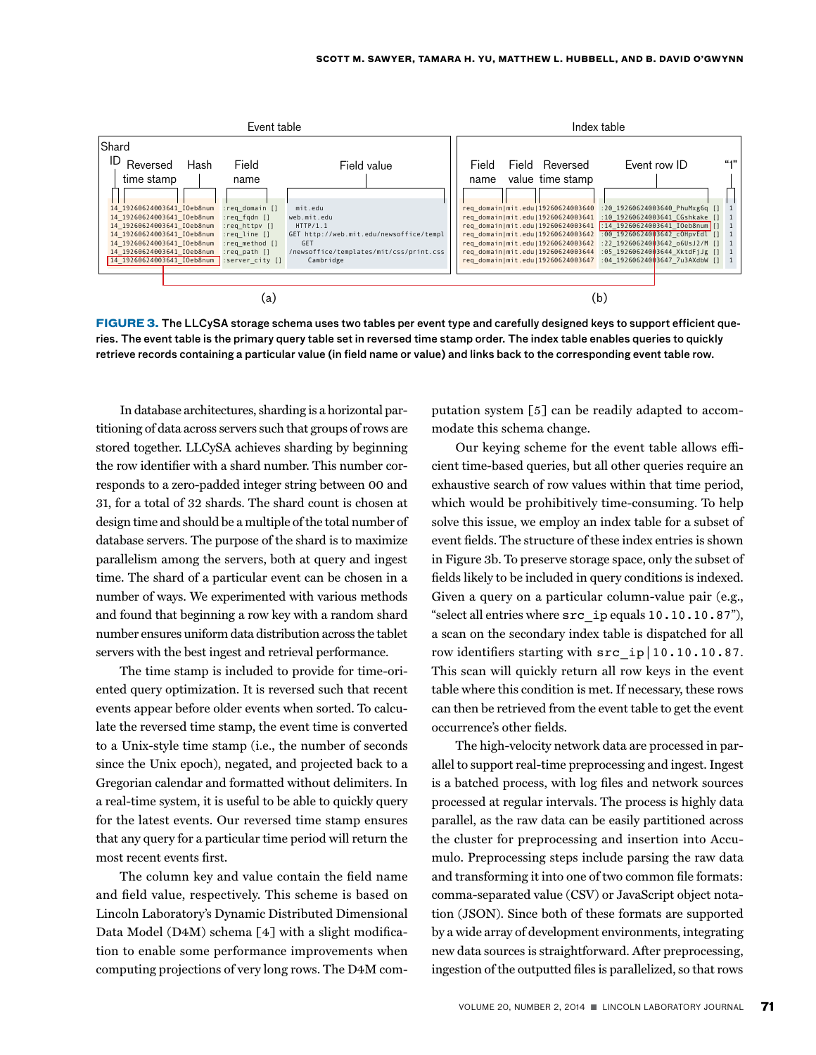Event table

| Shard ID / Reversed time stamp / Hash | Field name | Field value |
|---|---|---|
| 14_19260624003641_IOeb8num | :req_domain [] | mit.edu |
| 14_19260624003641_IOeb8num | :req_fqdn [] | web.mit.edu |
| 14_19260624003641_IOeb8num | :req_httpv [] | HTTP/1.1 |
| 14_19260624003641_IOeb8num | :req_line [] | GET http://web.mit.edu/newsoffice/templ |
| 14_19260624003641_IOeb8num | :req_method [] | GET |
| 14_19260624003641_IOeb8num | :req_path [] | /newsoffice/templates/mit/css/print.css |
| 14_19260624003641_IOeb8num | :server_city [] | Cambridge |

(a)

Index table

| Field name / Field value / Reversed time stamp | Event row ID | "1" |
|---|---|---|
| req_domain\|mit.edu\|19260624003640 | :20_19260624003640_PhuMxg6q [] | 1 |
| req_domain\|mit.edu\|19260624003641 | :10_19260624003641_CGshkake [] | 1 |
| req_domain\|mit.edu\|19260624003641 | :14_19260624003641_IOeb8num [] | 1 |
| req_domain\|mit.edu\|19260624003642 | :00_19260624003642_cOHpvEdl [] | 1 |
| req_domain\|mit.edu\|19260624003642 | :22_19260624003642_o6UsJ2/M [] | 1 |
| req_domain\|mit.edu\|19260624003644 | :05_19260624003644_XktdFjJg [] | 1 |
| req_domain\|mit.edu\|19260624003647 | :04_19260624003647_7u3AXdbW [] | 1 |

(b)

**FIGURE 3.** The LLCySA storage schema uses two tables per event type and carefully designed keys to support efficient queries. The event table is the primary query table set in reversed time stamp order. The index table enables queries to quickly retrieve records containing a particular value (in field name or value) and links back to the corresponding event table row.

In database architectures, sharding is a horizontal partitioning of data across servers such that groups of rows are stored together. LLCySA achieves sharding by beginning the row identifier with a shard number. This number corresponds to a zero-padded integer string between 00 and 31, for a total of 32 shards. The shard count is chosen at design time and should be a multiple of the total number of database servers. The purpose of the shard is to maximize parallelism among the servers, both at query and ingest time. The shard of a particular event can be chosen in a number of ways. We experimented with various methods and found that beginning a row key with a random shard number ensures uniform data distribution across the tablet servers with the best ingest and retrieval performance.

The time stamp is included to provide for time-oriented query optimization. It is reversed such that recent events appear before older events when sorted. To calculate the reversed time stamp, the event time is converted to a Unix-style time stamp (i.e., the number of seconds since the Unix epoch), negated, and projected back to a Gregorian calendar and formatted without delimiters. In a real-time system, it is useful to be able to quickly query for the latest events. Our reversed time stamp ensures that any query for a particular time period will return the most recent events first.

The column key and value contain the field name and field value, respectively. This scheme is based on Lincoln Laboratory's Dynamic Distributed Dimensional Data Model (D4M) schema [4] with a slight modification to enable some performance improvements when computing projections of very long rows. The D4M computation system [5] can be readily adapted to accommodate this schema change.

Our keying scheme for the event table allows efficient time-based queries, but all other queries require an exhaustive search of row values within that time period, which would be prohibitively time-consuming. To help solve this issue, we employ an index table for a subset of event fields. The structure of these index entries is shown in Figure 3b. To preserve storage space, only the subset of fields likely to be included in query conditions is indexed. Given a query on a particular column-value pair (e.g., "select all entries where `src_ip` equals `10.10.10.87`"), a scan on the secondary index table is dispatched for all row identifiers starting with `src_ip|10.10.10.87`. This scan will quickly return all row keys in the event table where this condition is met. If necessary, these rows can then be retrieved from the event table to get the event occurrence's other fields.

The high-velocity network data are processed in parallel to support real-time preprocessing and ingest. Ingest is a batched process, with log files and network sources processed at regular intervals. The process is highly data parallel, as the raw data can be easily partitioned across the cluster for preprocessing and insertion into Accumulo. Preprocessing steps include parsing the raw data and transforming it into one of two common file formats: comma-separated value (CSV) or JavaScript object notation (JSON). Since both of these formats are supported by a wide array of development environments, integrating new data sources is straightforward. After preprocessing, ingestion of the outputted files is parallelized, so that rows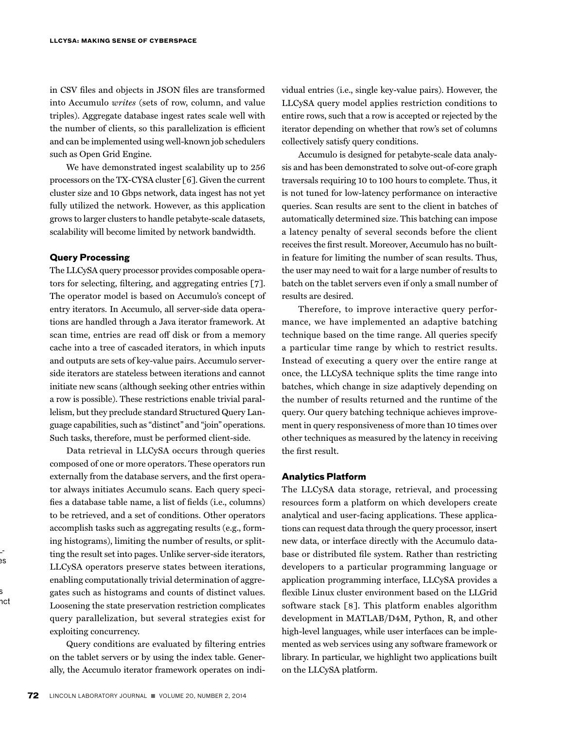in CSV files and objects in JSON files are transformed into Accumulo *writes* (sets of row, column, and value triples). Aggregate database ingest rates scale well with the number of clients, so this parallelization is efficient and can be implemented using well-known job schedulers such as Open Grid Engine.

We have demonstrated ingest scalability up to 256 processors on the TX-CYSA cluster [6]. Given the current cluster size and 10 Gbps network, data ingest has not yet fully utilized the network. However, as this application grows to larger clusters to handle petabyte-scale datasets, scalability will become limited by network bandwidth.

### Query Processing

The LLCySA query processor provides composable operators for selecting, filtering, and aggregating entries [7]. The operator model is based on Accumulo's concept of entry iterators. In Accumulo, all server-side data operations are handled through a Java iterator framework. At scan time, entries are read off disk or from a memory cache into a tree of cascaded iterators, in which inputs and outputs are sets of key-value pairs. Accumulo server-side iterators are stateless between iterations and cannot initiate new scans (although seeking other entries within a row is possible). These restrictions enable trivial parallelism, but they preclude standard Structured Query Language capabilities, such as "distinct" and "join" operations. Such tasks, therefore, must be performed client-side.

Data retrieval in LLCySA occurs through queries composed of one or more operators. These operators run externally from the database servers, and the first operator always initiates Accumulo scans. Each query specifies a database table name, a list of fields (i.e., columns) to be retrieved, and a set of conditions. Other operators accomplish tasks such as aggregating results (e.g., forming histograms), limiting the number of results, or splitting the result set into pages. Unlike server-side iterators, LLCySA operators preserve states between iterations, enabling computationally trivial determination of aggregates such as histograms and counts of distinct values. Loosening the state preservation restriction complicates query parallelization, but several strategies exist for exploiting concurrency.

Query conditions are evaluated by filtering entries on the tablet servers or by using the index table. Generally, the Accumulo iterator framework operates on individual entries (i.e., single key-value pairs). However, the LLCySA query model applies restriction conditions to entire rows, such that a row is accepted or rejected by the iterator depending on whether that row's set of columns collectively satisfy query conditions.

Accumulo is designed for petabyte-scale data analysis and has been demonstrated to solve out-of-core graph traversals requiring 10 to 100 hours to complete. Thus, it is not tuned for low-latency performance on interactive queries. Scan results are sent to the client in batches of automatically determined size. This batching can impose a latency penalty of several seconds before the client receives the first result. Moreover, Accumulo has no built-in feature for limiting the number of scan results. Thus, the user may need to wait for a large number of results to batch on the tablet servers even if only a small number of results are desired.

Therefore, to improve interactive query performance, we have implemented an adaptive batching technique based on the time range. All queries specify a particular time range by which to restrict results. Instead of executing a query over the entire range at once, the LLCySA technique splits the time range into batches, which change in size adaptively depending on the number of results returned and the runtime of the query. Our query batching technique achieves improvement in query responsiveness of more than 10 times over other techniques as measured by the latency in receiving the first result.

### Analytics Platform

The LLCySA data storage, retrieval, and processing resources form a platform on which developers create analytical and user-facing applications. These applications can request data through the query processor, insert new data, or interface directly with the Accumulo database or distributed file system. Rather than restricting developers to a particular programming language or application programming interface, LLCySA provides a flexible Linux cluster environment based on the LLGrid software stack [8]. This platform enables algorithm development in MATLAB/D4M, Python, R, and other high-level languages, while user interfaces can be implemented as web services using any software framework or library. In particular, we highlight two applications built on the LLCySA platform.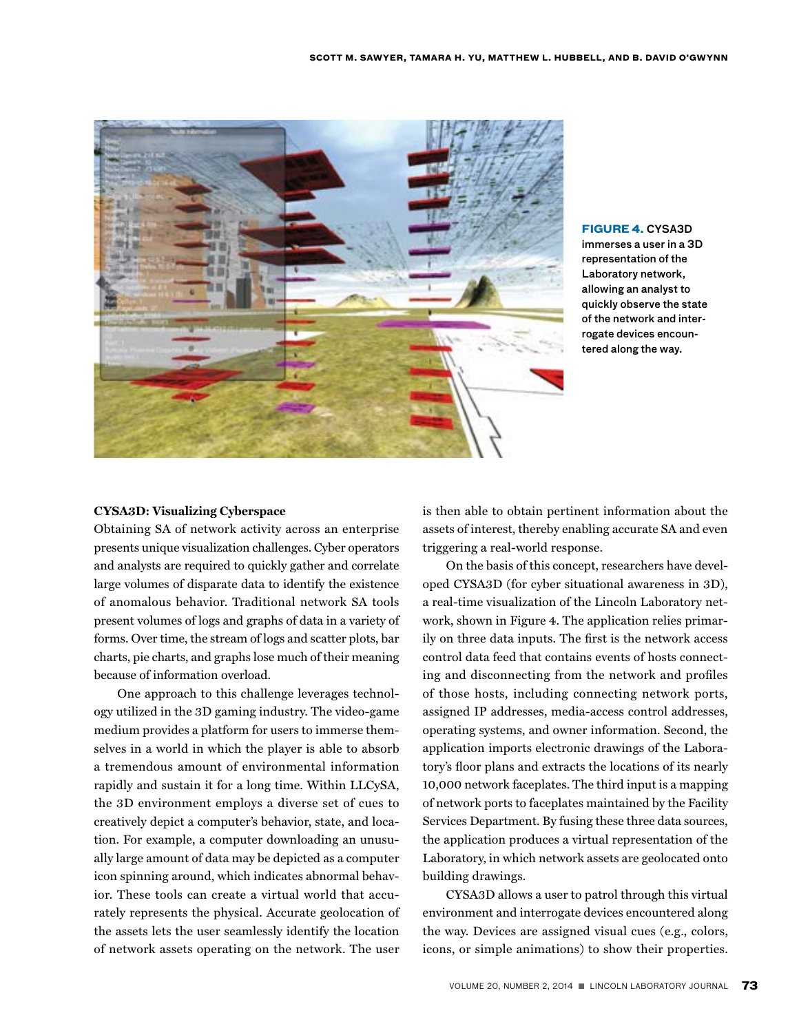**FIGURE 4.** CYSA3D immerses a user in a 3D representation of the Laboratory network, allowing an analyst to quickly observe the state of the network and interrogate devices encountered along the way.

**CYSA3D: Visualizing Cyberspace**

Obtaining SA of network activity across an enterprise presents unique visualization challenges. Cyber operators and analysts are required to quickly gather and correlate large volumes of disparate data to identify the existence of anomalous behavior. Traditional network SA tools present volumes of logs and graphs of data in a variety of forms. Over time, the stream of logs and scatter plots, bar charts, pie charts, and graphs lose much of their meaning because of information overload.

One approach to this challenge leverages technology utilized in the 3D gaming industry. The video-game medium provides a platform for users to immerse themselves in a world in which the player is able to absorb a tremendous amount of environmental information rapidly and sustain it for a long time. Within LLCySA, the 3D environment employs a diverse set of cues to creatively depict a computer's behavior, state, and location. For example, a computer downloading an unusually large amount of data may be depicted as a computer icon spinning around, which indicates abnormal behavior. These tools can create a virtual world that accurately represents the physical. Accurate geolocation of the assets lets the user seamlessly identify the location of network assets operating on the network. The user is then able to obtain pertinent information about the assets of interest, thereby enabling accurate SA and even triggering a real-world response.

On the basis of this concept, researchers have developed CYSA3D (for cyber situational awareness in 3D), a real-time visualization of the Lincoln Laboratory network, shown in Figure 4. The application relies primarily on three data inputs. The first is the network access control data feed that contains events of hosts connecting and disconnecting from the network and profiles of those hosts, including connecting network ports, assigned IP addresses, media-access control addresses, operating systems, and owner information. Second, the application imports electronic drawings of the Laboratory's floor plans and extracts the locations of its nearly 10,000 network faceplates. The third input is a mapping of network ports to faceplates maintained by the Facility Services Department. By fusing these three data sources, the application produces a virtual representation of the Laboratory, in which network assets are geolocated onto building drawings.

CYSA3D allows a user to patrol through this virtual environment and interrogate devices encountered along the way. Devices are assigned visual cues (e.g., colors, icons, or simple animations) to show their properties.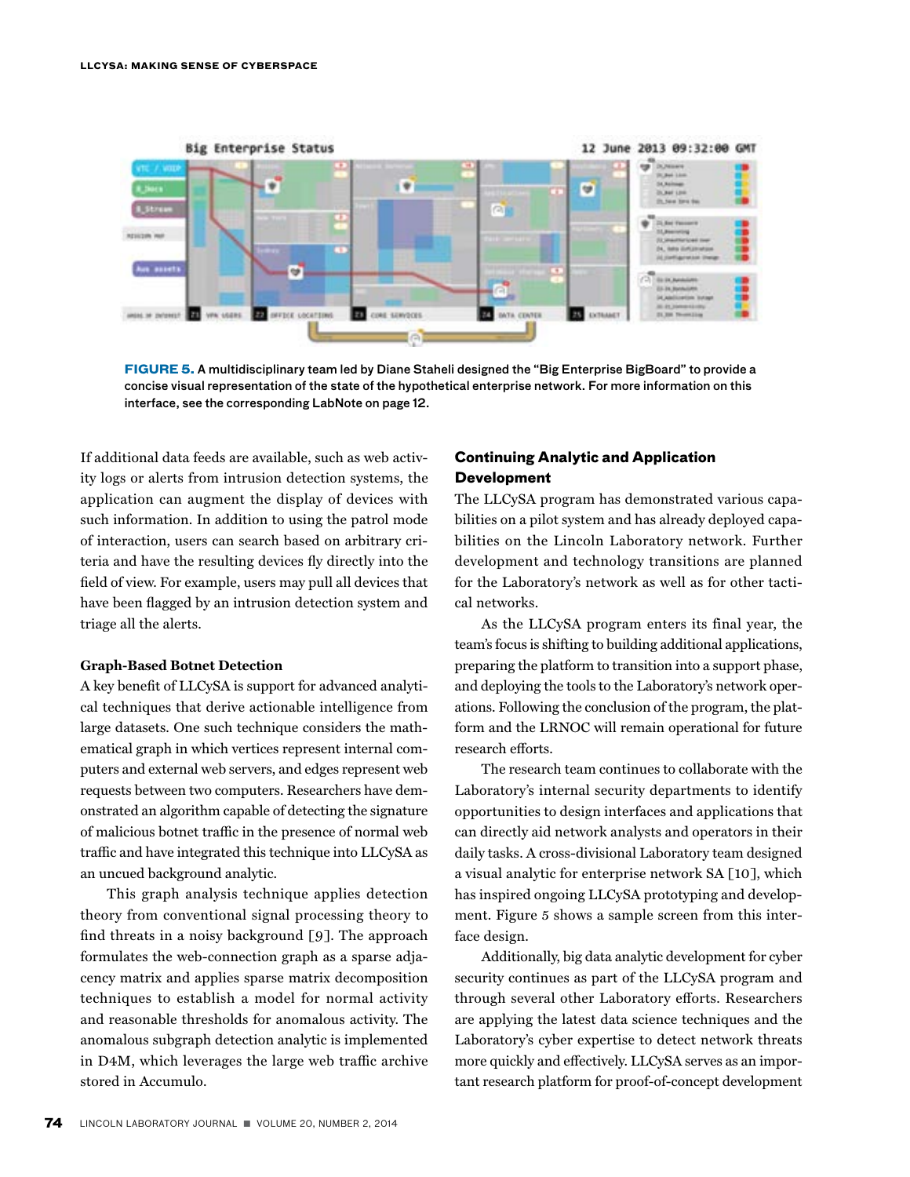**FIGURE 5.** A multidisciplinary team led by Diane Staheli designed the "Big Enterprise BigBoard" to provide a concise visual representation of the state of the hypothetical enterprise network. For more information on this interface, see the corresponding LabNote on page 12.

If additional data feeds are available, such as web activity logs or alerts from intrusion detection systems, the application can augment the display of devices with such information. In addition to using the patrol mode of interaction, users can search based on arbitrary criteria and have the resulting devices fly directly into the field of view. For example, users may pull all devices that have been flagged by an intrusion detection system and triage all the alerts.

### Graph-Based Botnet Detection

A key benefit of LLCySA is support for advanced analytical techniques that derive actionable intelligence from large datasets. One such technique considers the mathematical graph in which vertices represent internal computers and external web servers, and edges represent web requests between two computers. Researchers have demonstrated an algorithm capable of detecting the signature of malicious botnet traffic in the presence of normal web traffic and have integrated this technique into LLCySA as an uncued background analytic.

This graph analysis technique applies detection theory from conventional signal processing theory to find threats in a noisy background [9]. The approach formulates the web-connection graph as a sparse adjacency matrix and applies sparse matrix decomposition techniques to establish a model for normal activity and reasonable thresholds for anomalous activity. The anomalous subgraph detection analytic is implemented in D4M, which leverages the large web traffic archive stored in Accumulo.

## Continuing Analytic and Application Development

The LLCySA program has demonstrated various capabilities on a pilot system and has already deployed capabilities on the Lincoln Laboratory network. Further development and technology transitions are planned for the Laboratory's network as well as for other tactical networks.

As the LLCySA program enters its final year, the team's focus is shifting to building additional applications, preparing the platform to transition into a support phase, and deploying the tools to the Laboratory's network operations. Following the conclusion of the program, the platform and the LRNOC will remain operational for future research efforts.

The research team continues to collaborate with the Laboratory's internal security departments to identify opportunities to design interfaces and applications that can directly aid network analysts and operators in their daily tasks. A cross-divisional Laboratory team designed a visual analytic for enterprise network SA [10], which has inspired ongoing LLCySA prototyping and development. Figure 5 shows a sample screen from this interface design.

Additionally, big data analytic development for cyber security continues as part of the LLCySA program and through several other Laboratory efforts. Researchers are applying the latest data science techniques and the Laboratory's cyber expertise to detect network threats more quickly and effectively. LLCySA serves as an important research platform for proof-of-concept development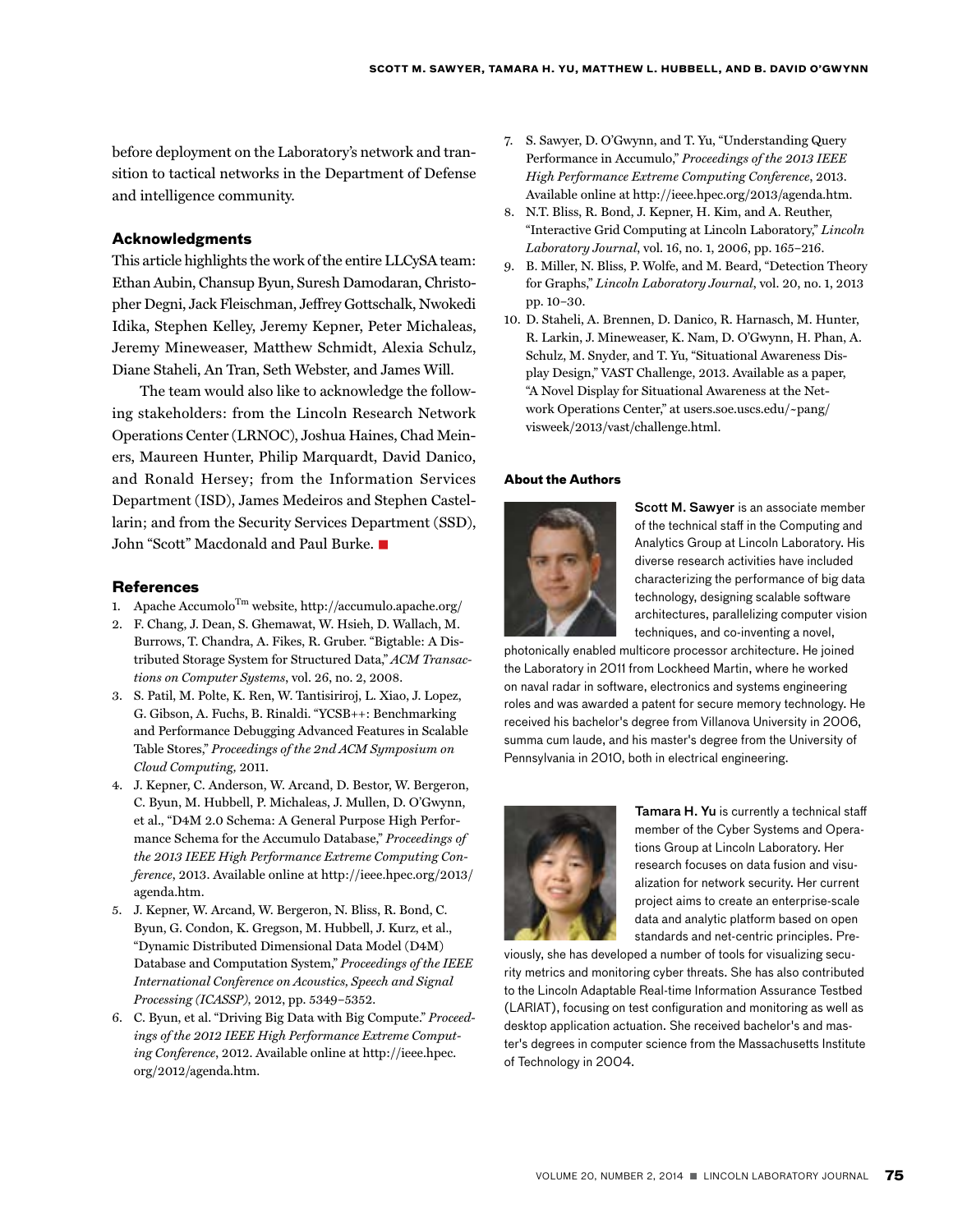before deployment on the Laboratory's network and transition to tactical networks in the Department of Defense and intelligence community.

### Acknowledgments

This article highlights the work of the entire LLCySA team: Ethan Aubin, Chansup Byun, Suresh Damodaran, Christopher Degni, Jack Fleischman, Jeffrey Gottschalk, Nwokedi Idika, Stephen Kelley, Jeremy Kepner, Peter Michaleas, Jeremy Mineweaser, Matthew Schmidt, Alexia Schulz, Diane Staheli, An Tran, Seth Webster, and James Will.

The team would also like to acknowledge the following stakeholders: from the Lincoln Research Network Operations Center (LRNOC), Joshua Haines, Chad Meiners, Maureen Hunter, Philip Marquardt, David Danico, and Ronald Hersey; from the Information Services Department (ISD), James Medeiros and Stephen Castellarin; and from the Security Services Department (SSD), John "Scott" Macdonald and Paul Burke. ■

### References

1. Apache Accumulo[Tm] website, http://accumulo.apache.org/
2. F. Chang, J. Dean, S. Ghemawat, W. Hsieh, D. Wallach, M. Burrows, T. Chandra, A. Fikes, R. Gruber. "Bigtable: A Distributed Storage System for Structured Data," *ACM Transactions on Computer Systems*, vol. 26, no. 2, 2008.
3. S. Patil, M. Polte, K. Ren, W. Tantisiriroj, L. Xiao, J. Lopez, G. Gibson, A. Fuchs, B. Rinaldi. "YCSB++: Benchmarking and Performance Debugging Advanced Features in Scalable Table Stores," *Proceedings of the 2nd ACM Symposium on Cloud Computing,* 2011.
4. J. Kepner, C. Anderson, W. Arcand, D. Bestor, W. Bergeron, C. Byun, M. Hubbell, P. Michaleas, J. Mullen, D. O'Gwynn, et al., "D4M 2.0 Schema: A General Purpose High Performance Schema for the Accumulo Database," *Proceedings of the 2013 IEEE High Performance Extreme Computing Conference*, 2013. Available online at http://ieee.hpec.org/2013/agenda.htm.
5. J. Kepner, W. Arcand, W. Bergeron, N. Bliss, R. Bond, C. Byun, G. Condon, K. Gregson, M. Hubbell, J. Kurz, et al., "Dynamic Distributed Dimensional Data Model (D4M) Database and Computation System," *Proceedings of the IEEE International Conference on Acoustics, Speech and Signal Processing (ICASSP),* 2012, pp. 5349–5352.
6. C. Byun, et al. "Driving Big Data with Big Compute." *Proceedings of the 2012 IEEE High Performance Extreme Computing Conference*, 2012. Available online at http://ieee.hpec.org/2012/agenda.htm.
7. S. Sawyer, D. O'Gwynn, and T. Yu, "Understanding Query Performance in Accumulo," *Proceedings of the 2013 IEEE High Performance Extreme Computing Conference*, 2013. Available online at http://ieee.hpec.org/2013/agenda.htm.
8. N.T. Bliss, R. Bond, J. Kepner, H. Kim, and A. Reuther, "Interactive Grid Computing at Lincoln Laboratory," *Lincoln Laboratory Journal*, vol. 16, no. 1, 2006, pp. 165–216.
9. B. Miller, N. Bliss, P. Wolfe, and M. Beard, "Detection Theory for Graphs," *Lincoln Laboratory Journal*, vol. 20, no. 1, 2013 pp. 10–30.
10. D. Staheli, A. Brennen, D. Danico, R. Harnasch, M. Hunter, R. Larkin, J. Mineweaser, K. Nam, D. O'Gwynn, H. Phan, A. Schulz, M. Snyder, and T. Yu, "Situational Awareness Display Design," VAST Challenge, 2013. Available as a paper, "A Novel Display for Situational Awareness at the Network Operations Center," at users.soe.uscs.edu/~pang/visweek/2013/vast/challenge.html.

#### About the Authors

**Scott M. Sawyer** is an associate member of the technical staff in the Computing and Analytics Group at Lincoln Laboratory. His diverse research activities have included characterizing the performance of big data technology, designing scalable software architectures, parallelizing computer vision techniques, and co-inventing a novel, photonically enabled multicore processor architecture. He joined the Laboratory in 2011 from Lockheed Martin, where he worked on naval radar in software, electronics and systems engineering roles and was awarded a patent for secure memory technology. He received his bachelor's degree from Villanova University in 2006, summa cum laude, and his master's degree from the University of Pennsylvania in 2010, both in electrical engineering.

**Tamara H. Yu** is currently a technical staff member of the Cyber Systems and Operations Group at Lincoln Laboratory. Her research focuses on data fusion and visualization for network security. Her current project aims to create an enterprise-scale data and analytic platform based on open standards and net-centric principles. Previously, she has developed a number of tools for visualizing security metrics and monitoring cyber threats. She has also contributed to the Lincoln Adaptable Real-time Information Assurance Testbed (LARIAT), focusing on test configuration and monitoring as well as desktop application actuation. She received bachelor's and master's degrees in computer science from the Massachusetts Institute of Technology in 2004.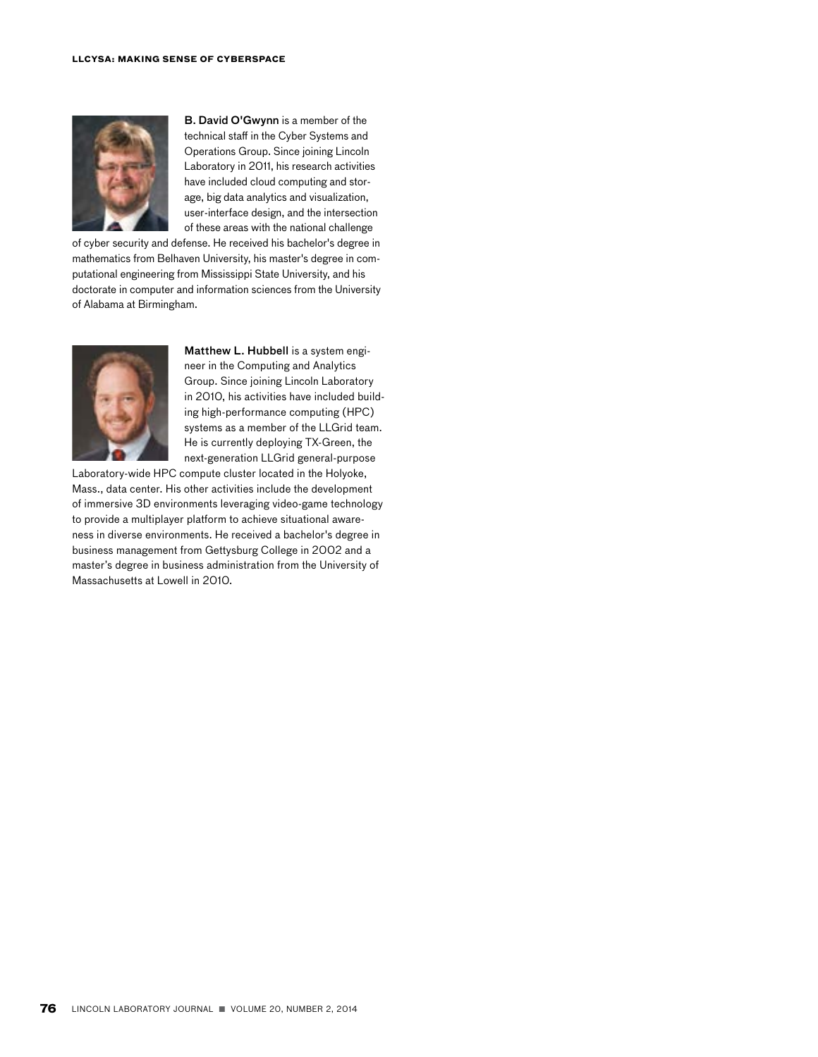**B. David O'Gwynn** is a member of the technical staff in the Cyber Systems and Operations Group. Since joining Lincoln Laboratory in 2011, his research activities have included cloud computing and storage, big data analytics and visualization, user-interface design, and the intersection of these areas with the national challenge of cyber security and defense. He received his bachelor's degree in mathematics from Belhaven University, his master's degree in computational engineering from Mississippi State University, and his doctorate in computer and information sciences from the University of Alabama at Birmingham.

**Matthew L. Hubbell** is a system engineer in the Computing and Analytics Group. Since joining Lincoln Laboratory in 2010, his activities have included building high-performance computing (HPC) systems as a member of the LLGrid team. He is currently deploying TX-Green, the next-generation LLGrid general-purpose Laboratory-wide HPC compute cluster located in the Holyoke, Mass., data center. His other activities include the development of immersive 3D environments leveraging video-game technology to provide a multiplayer platform to achieve situational awareness in diverse environments. He received a bachelor's degree in business management from Gettysburg College in 2002 and a master's degree in business administration from the University of Massachusetts at Lowell in 2010.